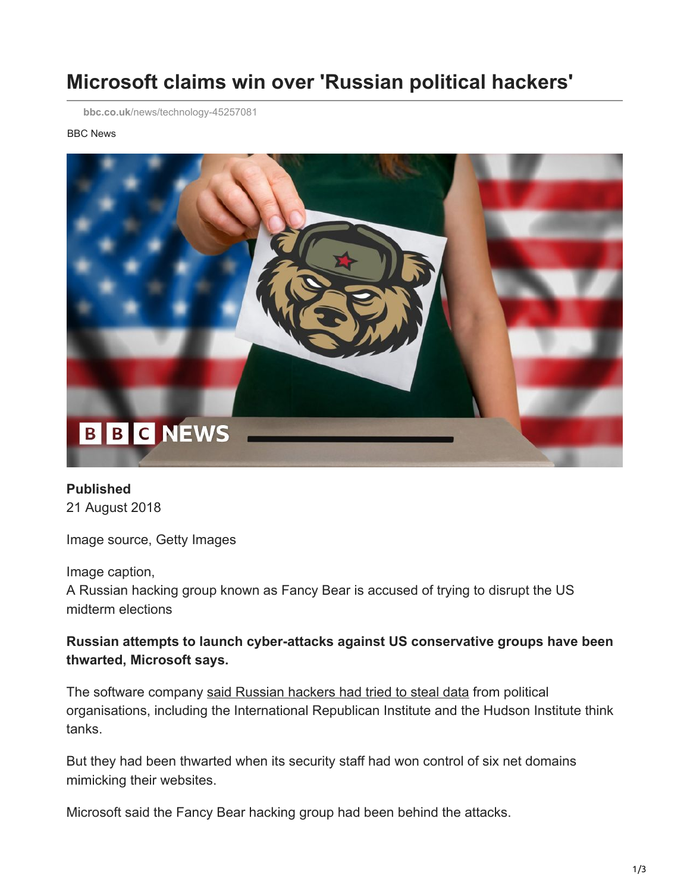# Microsoft claims win over 'Russian political hackers'

bbc.co.uk/news/technology-45257081

BBC News

**Published**
21 August 2018

Image source, Getty Images

Image caption,
A Russian hacking group known as Fancy Bear is accused of trying to disrupt the US midterm elections

**Russian attempts to launch cyber-attacks against US conservative groups have been thwarted, Microsoft says.**

The software company said Russian hackers had tried to steal data from political organisations, including the International Republican Institute and the Hudson Institute think tanks.

But they had been thwarted when its security staff had won control of six net domains mimicking their websites.

Microsoft said the Fancy Bear hacking group had been behind the attacks.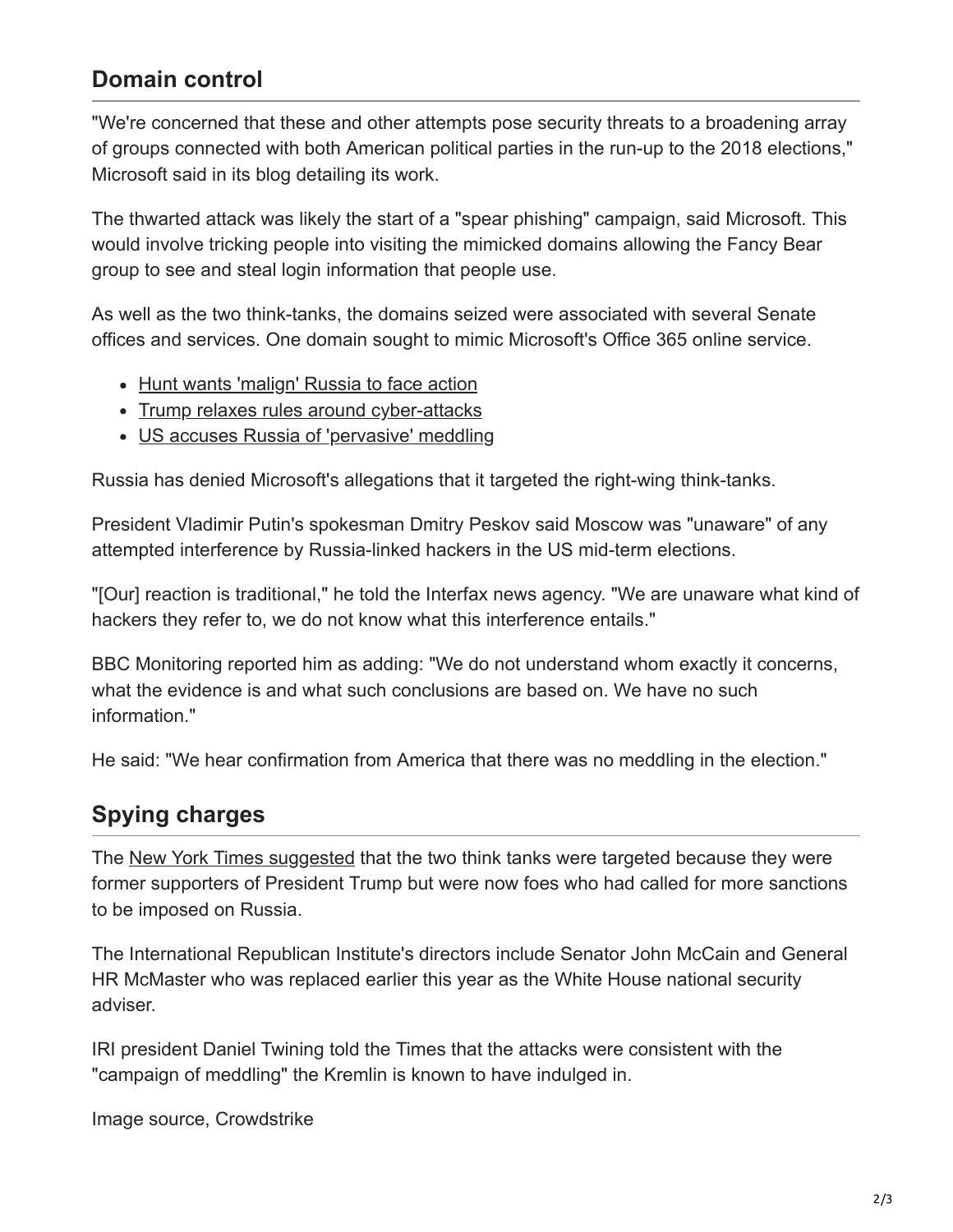## Domain control

"We're concerned that these and other attempts pose security threats to a broadening array of groups connected with both American political parties in the run-up to the 2018 elections," Microsoft said in its blog detailing its work.

The thwarted attack was likely the start of a "spear phishing" campaign, said Microsoft. This would involve tricking people into visiting the mimicked domains allowing the Fancy Bear group to see and steal login information that people use.

As well as the two think-tanks, the domains seized were associated with several Senate offices and services. One domain sought to mimic Microsoft's Office 365 online service.

- Hunt wants 'malign' Russia to face action
- Trump relaxes rules around cyber-attacks
- US accuses Russia of 'pervasive' meddling

Russia has denied Microsoft's allegations that it targeted the right-wing think-tanks.

President Vladimir Putin's spokesman Dmitry Peskov said Moscow was "unaware" of any attempted interference by Russia-linked hackers in the US mid-term elections.

"[Our] reaction is traditional," he told the Interfax news agency. "We are unaware what kind of hackers they refer to, we do not know what this interference entails."

BBC Monitoring reported him as adding: "We do not understand whom exactly it concerns, what the evidence is and what such conclusions are based on. We have no such information."

He said: "We hear confirmation from America that there was no meddling in the election."

## Spying charges

The New York Times suggested that the two think tanks were targeted because they were former supporters of President Trump but were now foes who had called for more sanctions to be imposed on Russia.

The International Republican Institute's directors include Senator John McCain and General HR McMaster who was replaced earlier this year as the White House national security adviser.

IRI president Daniel Twining told the Times that the attacks were consistent with the "campaign of meddling" the Kremlin is known to have indulged in.

Image source, Crowdstrike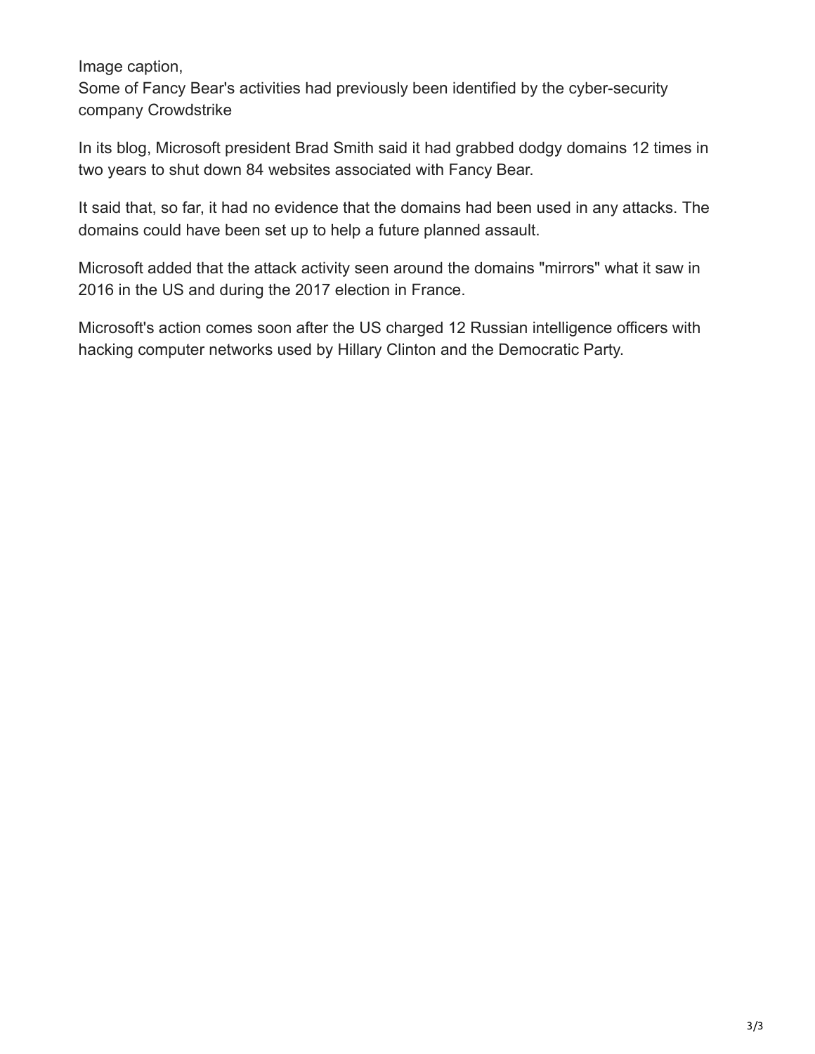Image caption,
Some of Fancy Bear's activities had previously been identified by the cyber-security company Crowdstrike

In its blog, Microsoft president Brad Smith said it had grabbed dodgy domains 12 times in two years to shut down 84 websites associated with Fancy Bear.

It said that, so far, it had no evidence that the domains had been used in any attacks. The domains could have been set up to help a future planned assault.

Microsoft added that the attack activity seen around the domains "mirrors" what it saw in 2016 in the US and during the 2017 election in France.

Microsoft's action comes soon after the US charged 12 Russian intelligence officers with hacking computer networks used by Hillary Clinton and the Democratic Party.